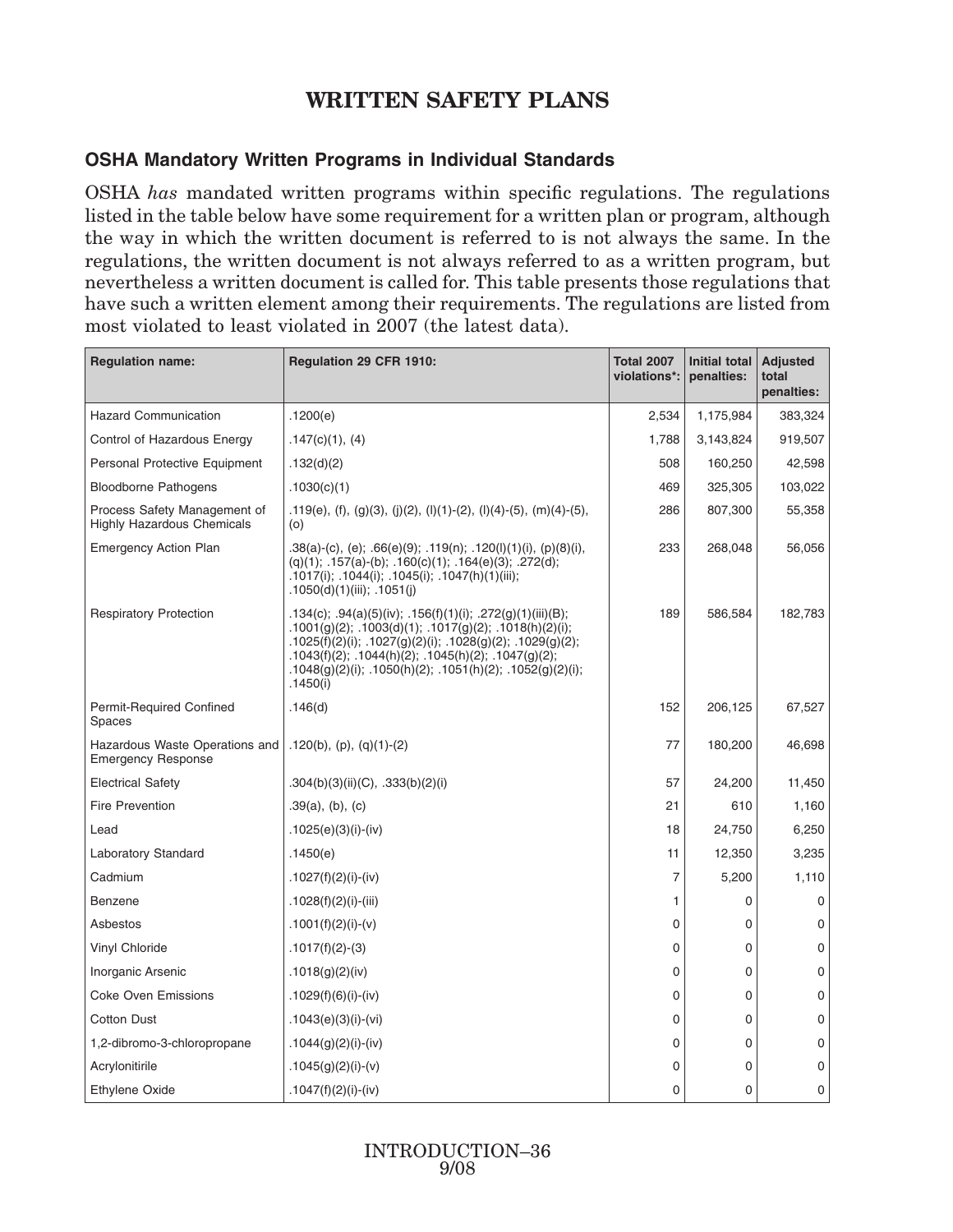# WRITTEN SAFETY PLANS

## OSHA Mandatory Written Programs in Individual Standards

OSHA *has* mandated written programs within specific regulations. The regulations listed in the table below have some requirement for a written plan or program, although the way in which the written document is referred to is not always the same. In the regulations, the written document is not always referred to as a written program, but nevertheless a written document is called for. This table presents those regulations that have such a written element among their requirements. The regulations are listed from most violated to least violated in 2007 (the latest data).

| Regulation name: | Regulation 29 CFR 1910: | Total 2007 violations*: | Initial total penalties: | Adjusted total penalties: |
|---|---|---|---|---|
| Hazard Communication | .1200(e) | 2,534 | 1,175,984 | 383,324 |
| Control of Hazardous Energy | .147(c)(1), (4) | 1,788 | 3,143,824 | 919,507 |
| Personal Protective Equipment | .132(d)(2) | 508 | 160,250 | 42,598 |
| Bloodborne Pathogens | .1030(c)(1) | 469 | 325,305 | 103,022 |
| Process Safety Management of Highly Hazardous Chemicals | .119(e), (f), (g)(3), (j)(2), (l)(1)-(2), (l)(4)-(5), (m)(4)-(5), (o) | 286 | 807,300 | 55,358 |
| Emergency Action Plan | .38(a)-(c), (e); .66(e)(9); .119(n); .120(l)(1)(i), (p)(8)(i), (q)(1); .157(a)-(b); .160(c)(1); .164(e)(3); .272(d); .1017(i); .1044(i); .1045(i); .1047(h)(1)(iii); .1050(d)(1)(iii); .1051(j) | 233 | 268,048 | 56,056 |
| Respiratory Protection | .134(c); .94(a)(5)(iv); .156(f)(1)(i); .272(g)(1)(iii)(B); .1001(g)(2); .1003(d)(1); .1017(g)(2); .1018(h)(2)(i); .1025(f)(2)(i); .1027(g)(2)(i); .1028(g)(2); .1029(g)(2); .1043(f)(2); .1044(h)(2); .1045(h)(2); .1047(g)(2); .1048(g)(2)(i); .1050(h)(2); .1051(h)(2); .1052(g)(2)(i); .1450(i) | 189 | 586,584 | 182,783 |
| Permit-Required Confined Spaces | .146(d) | 152 | 206,125 | 67,527 |
| Hazardous Waste Operations and Emergency Response | .120(b), (p), (q)(1)-(2) | 77 | 180,200 | 46,698 |
| Electrical Safety | .304(b)(3)(ii)(C), .333(b)(2)(i) | 57 | 24,200 | 11,450 |
| Fire Prevention | .39(a), (b), (c) | 21 | 610 | 1,160 |
| Lead | .1025(e)(3)(i)-(iv) | 18 | 24,750 | 6,250 |
| Laboratory Standard | .1450(e) | 11 | 12,350 | 3,235 |
| Cadmium | .1027(f)(2)(i)-(iv) | 7 | 5,200 | 1,110 |
| Benzene | .1028(f)(2)(i)-(iii) | 1 | 0 | 0 |
| Asbestos | .1001(f)(2)(i)-(v) | 0 | 0 | 0 |
| Vinyl Chloride | .1017(f)(2)-(3) | 0 | 0 | 0 |
| Inorganic Arsenic | .1018(g)(2)(iv) | 0 | 0 | 0 |
| Coke Oven Emissions | .1029(f)(6)(i)-(iv) | 0 | 0 | 0 |
| Cotton Dust | .1043(e)(3)(i)-(vi) | 0 | 0 | 0 |
| 1,2-dibromo-3-chloropropane | .1044(g)(2)(i)-(iv) | 0 | 0 | 0 |
| Acrylonitirile | .1045(g)(2)(i)-(v) | 0 | 0 | 0 |
| Ethylene Oxide | .1047(f)(2)(i)-(iv) | 0 | 0 | 0 |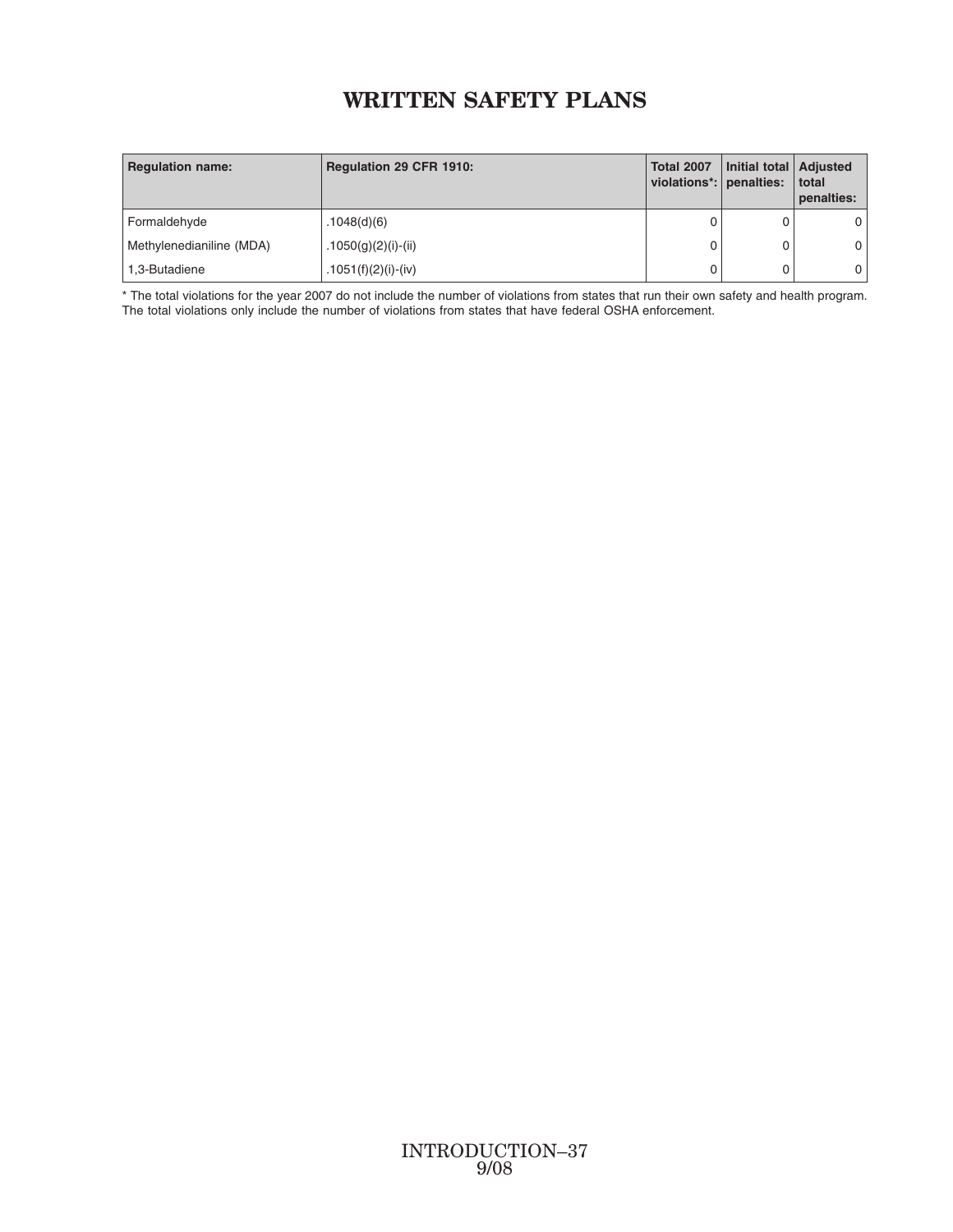# WRITTEN SAFETY PLANS

| Regulation name: | Regulation 29 CFR 1910: | Total 2007 violations*: | Initial total penalties: | Adjusted total penalties: |
|---|---|---|---|---|
| Formaldehyde | .1048(d)(6) | 0 | 0 | 0 |
| Methylenedianiline (MDA) | .1050(g)(2)(i)-(ii) | 0 | 0 | 0 |
| 1,3-Butadiene | .1051(f)(2)(i)-(iv) | 0 | 0 | 0 |

* The total violations for the year 2007 do not include the number of violations from states that run their own safety and health program. The total violations only include the number of violations from states that have federal OSHA enforcement.